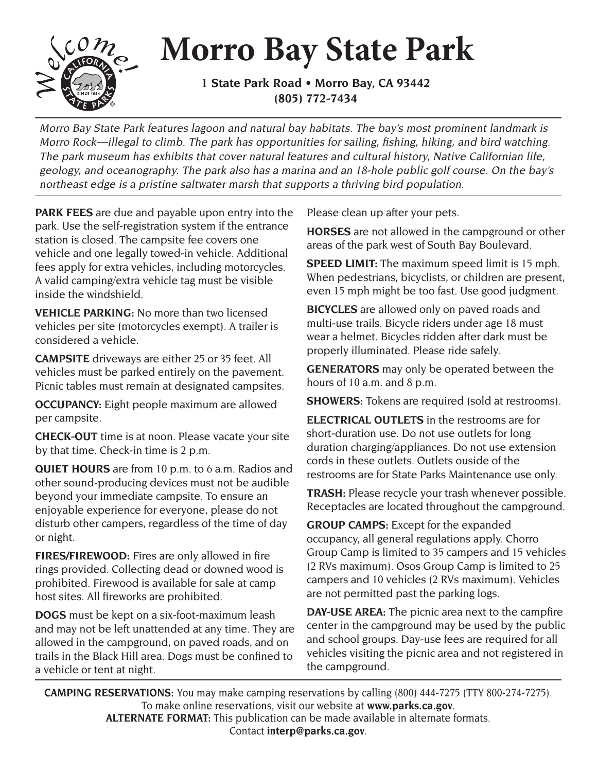# Morro Bay State Park

**1 State Park Road • Morro Bay, CA 93442**
**(805) 772-7434**

*Morro Bay State Park features lagoon and natural bay habitats. The bay's most prominent landmark is Morro Rock—illegal to climb. The park has opportunities for sailing, fishing, hiking, and bird watching. The park museum has exhibits that cover natural features and cultural history, Native Californian life, geology, and oceanography. The park also has a marina and an 18-hole public golf course. On the bay's northeast edge is a pristine saltwater marsh that supports a thriving bird population.*

**PARK FEES** are due and payable upon entry into the park. Use the self-registration system if the entrance station is closed. The campsite fee covers one vehicle and one legally towed-in vehicle. Additional fees apply for extra vehicles, including motorcycles. A valid camping/extra vehicle tag must be visible inside the windshield.

**VEHICLE PARKING:** No more than two licensed vehicles per site (motorcycles exempt). A trailer is considered a vehicle.

**CAMPSITE** driveways are either 25 or 35 feet. All vehicles must be parked entirely on the pavement. Picnic tables must remain at designated campsites.

**OCCUPANCY:** Eight people maximum are allowed per campsite.

**CHECK-OUT** time is at noon. Please vacate your site by that time. Check-in time is 2 p.m.

**QUIET HOURS** are from 10 p.m. to 6 a.m. Radios and other sound-producing devices must not be audible beyond your immediate campsite. To ensure an enjoyable experience for everyone, please do not disturb other campers, regardless of the time of day or night.

**FIRES/FIREWOOD:** Fires are only allowed in fire rings provided. Collecting dead or downed wood is prohibited. Firewood is available for sale at camp host sites. All fireworks are prohibited.

**DOGS** must be kept on a six-foot-maximum leash and may not be left unattended at any time. They are allowed in the campground, on paved roads, and on trails in the Black Hill area. Dogs must be confined to a vehicle or tent at night. Please clean up after your pets.

**HORSES** are not allowed in the campground or other areas of the park west of South Bay Boulevard.

**SPEED LIMIT:** The maximum speed limit is 15 mph. When pedestrians, bicyclists, or children are present, even 15 mph might be too fast. Use good judgment.

**BICYCLES** are allowed only on paved roads and multi-use trails. Bicycle riders under age 18 must wear a helmet. Bicycles ridden after dark must be properly illuminated. Please ride safely.

**GENERATORS** may only be operated between the hours of 10 a.m. and 8 p.m.

**SHOWERS:** Tokens are required (sold at restrooms).

**ELECTRICAL OUTLETS** in the restrooms are for short-duration use. Do not use outlets for long duration charging/appliances. Do not use extension cords in these outlets. Outlets ouside of the restrooms are for State Parks Maintenance use only.

**TRASH:** Please recycle your trash whenever possible. Receptacles are located throughout the campground.

**GROUP CAMPS:** Except for the expanded occupancy, all general regulations apply. Chorro Group Camp is limited to 35 campers and 15 vehicles (2 RVs maximum). Osos Group Camp is limited to 25 campers and 10 vehicles (2 RVs maximum). Vehicles are not permitted past the parking logs.

**DAY-USE AREA:** The picnic area next to the campfire center in the campground may be used by the public and school groups. Day-use fees are required for all vehicles visiting the picnic area and not registered in the campground.

**CAMPING RESERVATIONS:** You may make camping reservations by calling (800) 444-7275 (TTY 800-274-7275). To make online reservations, visit our website at **www.parks.ca.gov**.
**ALTERNATE FORMAT:** This publication can be made available in alternate formats. Contact **interp@parks.ca.gov**.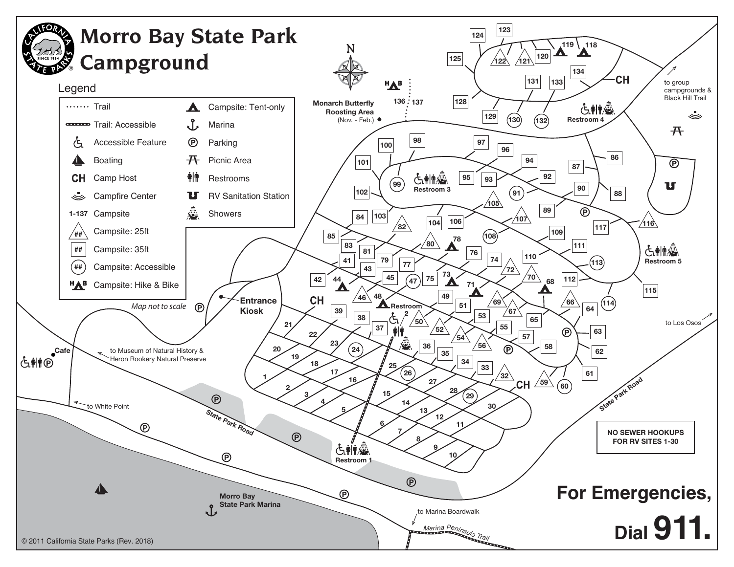# Morro Bay State Park Campground

## Legend

| | | | |
|---|---|---|---|
| ······ | Trail | ▲ | Campsite: Tent-only |
| ▬▬▬ | Trail: Accessible | ⚓ | Marina |
| ♿ | Accessible Feature | Ⓟ | Parking |
| ⛵ | Boating | ╤ | Picnic Area |
| CH | Camp Host | 🚻 | Restrooms |
| | Campfire Center | | RV Sanitation Station |
| 1-137 | Campsite | | Showers |
| △ ## | Campsite: 25ft | | |
| □ ## | Campsite: 35ft | | |
| ○ ## | Campsite: Accessible | | |
| H▲B | Campsite: Hike & Bike | | |

*Map not to scale*

N

Monarch Butterfly Roosting Area (Nov. - Feb.)

136 137

to group campgrounds & Black Hill Trail

Restroom 1

Restroom 2

Restroom 3

Restroom 4

Restroom 5

Entrance Kiosk

Cafe

to Museum of Natural History & Heron Rookery Natural Preserve

to White Point

to Los Osos

State Park Road

Morro Bay State Park Marina

to Marina Boardwalk

Marina Peninsula Trail

**NO SEWER HOOKUPS FOR RV SITES 1-30**

**For Emergencies, Dial 911.**

© 2011 California State Parks (Rev. 2018)